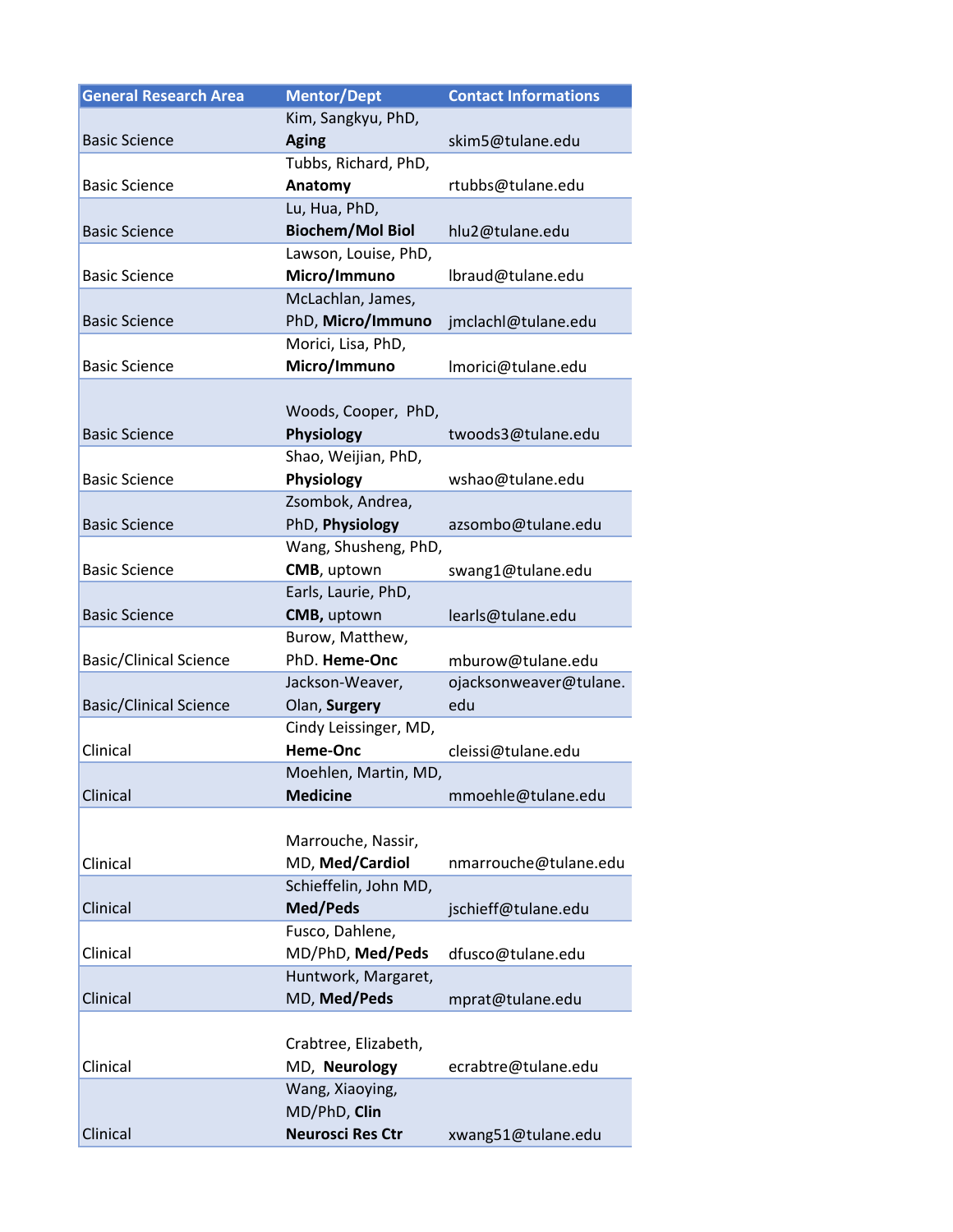| General Research Area | Mentor/Dept | Contact Informations |
| --- | --- | --- |
| Basic Science | Kim, Sangkyu, PhD, **Aging** | skim5@tulane.edu |
| Basic Science | Tubbs, Richard, PhD, **Anatomy** | rtubbs@tulane.edu |
| Basic Science | Lu, Hua, PhD, **Biochem/Mol Biol** | hlu2@tulane.edu |
| Basic Science | Lawson, Louise, PhD, **Micro/Immuno** | lbraud@tulane.edu |
| Basic Science | McLachlan, James, PhD, **Micro/Immuno** | jmclachl@tulane.edu |
| Basic Science | Morici, Lisa, PhD, **Micro/Immuno** | lmorici@tulane.edu |
| Basic Science | Woods, Cooper, PhD, **Physiology** | twoods3@tulane.edu |
| Basic Science | Shao, Weijian, PhD, **Physiology** | wshao@tulane.edu |
| Basic Science | Zsombok, Andrea, PhD, **Physiology** | azsombo@tulane.edu |
| Basic Science | Wang, Shusheng, PhD, **CMB**, uptown | swang1@tulane.edu |
| Basic Science | Earls, Laurie, PhD, **CMB,** uptown | learls@tulane.edu |
| Basic/Clinical Science | Burow, Matthew, PhD. **Heme-Onc** | mburow@tulane.edu |
| Basic/Clinical Science | Jackson-Weaver, Olan, **Surgery** | ojacksonweaver@tulane.edu |
| Clinical | Cindy Leissinger, MD, **Heme-Onc** | cleissi@tulane.edu |
| Clinical | Moehlen, Martin, MD, **Medicine** | mmoehle@tulane.edu |
| Clinical | Marrouche, Nassir, MD, **Med/Cardiol** | nmarrouche@tulane.edu |
| Clinical | Schieffelin, John MD, **Med/Peds** | jschieff@tulane.edu |
| Clinical | Fusco, Dahlene, MD/PhD, **Med/Peds** | dfusco@tulane.edu |
| Clinical | Huntwork, Margaret, MD, **Med/Peds** | mprat@tulane.edu |
| Clinical | Crabtree, Elizabeth, MD, **Neurology** | ecrabtre@tulane.edu |
| Clinical | Wang, Xiaoying, MD/PhD, **Clin Neurosci Res Ctr** | xwang51@tulane.edu |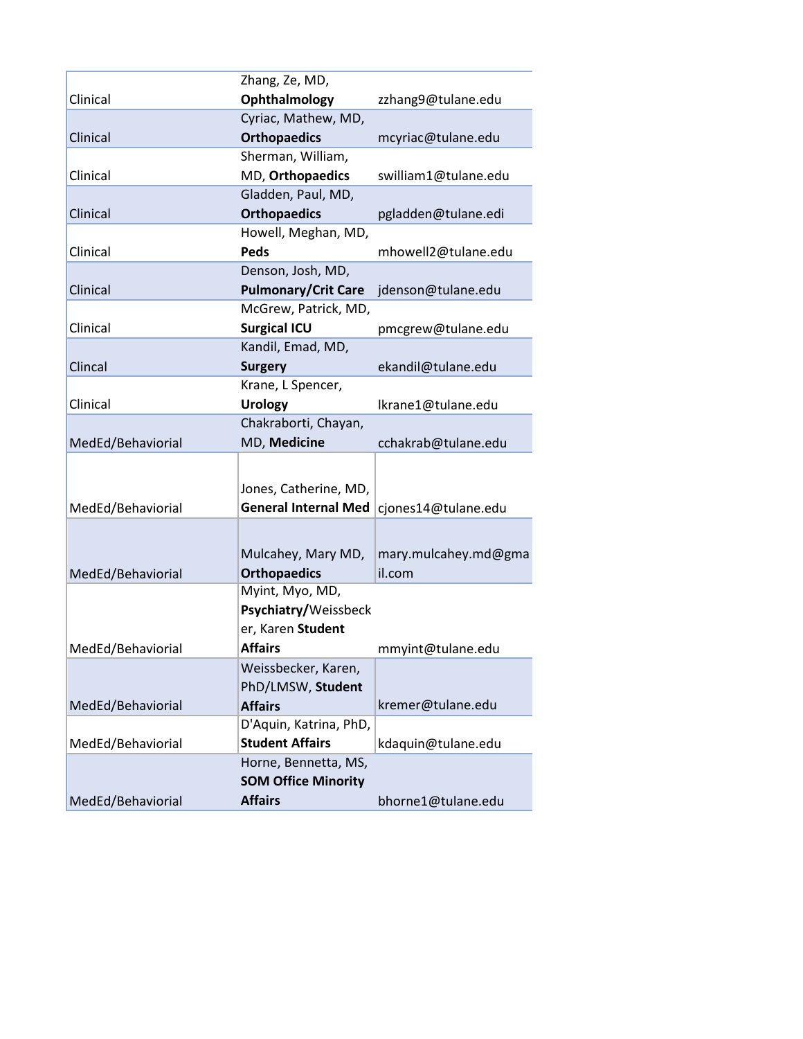| | | |
|---|---|---|
| Clinical | Zhang, Ze, MD, **Ophthalmology** | zzhang9@tulane.edu |
| Clinical | Cyriac, Mathew, MD, **Orthopaedics** | mcyriac@tulane.edu |
| Clinical | Sherman, William, MD, **Orthopaedics** | swilliam1@tulane.edu |
| Clinical | Gladden, Paul, MD, **Orthopaedics** | pgladden@tulane.edi |
| Clinical | Howell, Meghan, MD, **Peds** | mhowell2@tulane.edu |
| Clinical | Denson, Josh, MD, **Pulmonary/Crit Care** | jdenson@tulane.edu |
| Clinical | McGrew, Patrick, MD, **Surgical ICU** | pmcgrew@tulane.edu |
| Clincal | Kandil, Emad, MD, **Surgery** | ekandil@tulane.edu |
| Clinical | Krane, L Spencer, **Urology** | lkrane1@tulane.edu |
| MedEd/Behaviorial | Chakraborti, Chayan, MD, **Medicine** | cchakrab@tulane.edu |
| MedEd/Behaviorial | Jones, Catherine, MD, **General Internal Med** | cjones14@tulane.edu |
| MedEd/Behaviorial | Mulcahey, Mary MD, **Orthopaedics** | mary.mulcahey.md@gmail.com |
| MedEd/Behaviorial | Myint, Myo, MD, **Psychiatry/**Weissbecker, Karen **Student Affairs** | mmyint@tulane.edu |
| MedEd/Behaviorial | Weissbecker, Karen, PhD/LMSW, **Student Affairs** | kremer@tulane.edu |
| MedEd/Behaviorial | D'Aquin, Katrina, PhD, **Student Affairs** | kdaquin@tulane.edu |
| MedEd/Behaviorial | Horne, Bennetta, MS, **SOM Office Minority Affairs** | bhorne1@tulane.edu |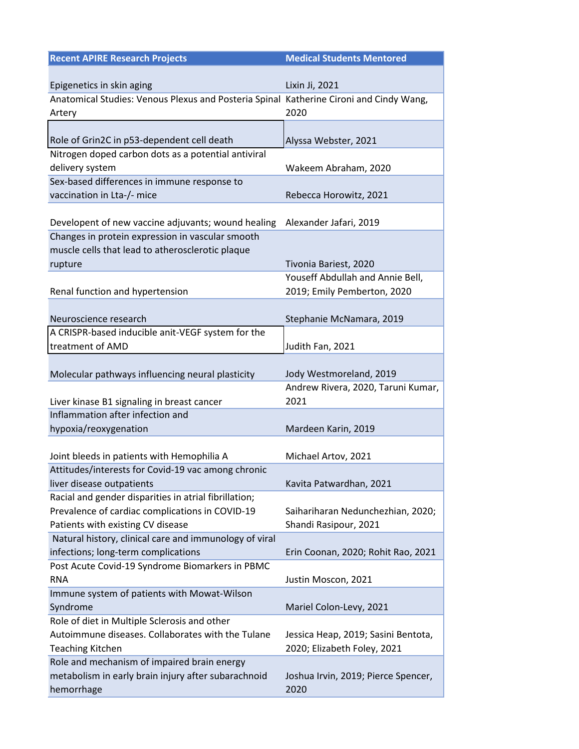| Recent APIRE Research Projects | Medical Students Mentored |
|---|---|
| Epigenetics in skin aging | Lixin Ji, 2021 |
| Anatomical Studies: Venous Plexus and Posteria Spinal Artery | Katherine Cironi and Cindy Wang, 2020 |
| Role of Grin2C in p53-dependent cell death | Alyssa Webster, 2021 |
| Nitrogen doped carbon dots as a potential antiviral delivery system | Wakeem Abraham, 2020 |
| Sex-based differences in immune response to vaccination in Lta-/- mice | Rebecca Horowitz, 2021 |
| Developent of new vaccine adjuvants; wound healing | Alexander Jafari, 2019 |
| Changes in protein expression in vascular smooth muscle cells that lead to atherosclerotic plaque rupture | Tivonia Bariest, 2020 |
| Renal function and hypertension | Youseff Abdullah and Annie Bell, 2019; Emily Pemberton, 2020 |
| Neuroscience research | Stephanie McNamara, 2019 |
| A CRISPR-based inducible anit-VEGF system for the treatment of AMD | Judith Fan, 2021 |
| Molecular pathways influencing neural plasticity | Jody Westmoreland, 2019 |
| Liver kinase B1 signaling in breast cancer | Andrew Rivera, 2020, Taruni Kumar, 2021 |
| Inflammation after infection and hypoxia/reoxygenation | Mardeen Karin, 2019 |
| Joint bleeds in patients with Hemophilia A | Michael Artov, 2021 |
| Attitudes/interests for Covid-19 vac among chronic liver disease outpatients | Kavita Patwardhan, 2021 |
| Racial and gender disparities in atrial fibrillation; Prevalence of cardiac complications in COVID-19 Patients with existing CV disease | Saihariharan Nedunchezhian, 2020; Shandi Rasipour, 2021 |
| Natural history, clinical care and immunology of viral infections; long-term complications | Erin Coonan, 2020; Rohit Rao, 2021 |
| Post Acute Covid-19 Syndrome Biomarkers in PBMC RNA | Justin Moscon, 2021 |
| Immune system of patients with Mowat-Wilson Syndrome | Mariel Colon-Levy, 2021 |
| Role of diet in Multiple Sclerosis and other Autoimmune diseases. Collaborates with the Tulane Teaching Kitchen | Jessica Heap, 2019; Sasini Bentota, 2020; Elizabeth Foley, 2021 |
| Role and mechanism of impaired brain energy metabolism in early brain injury after subarachnoid hemorrhage | Joshua Irvin, 2019; Pierce Spencer, 2020 |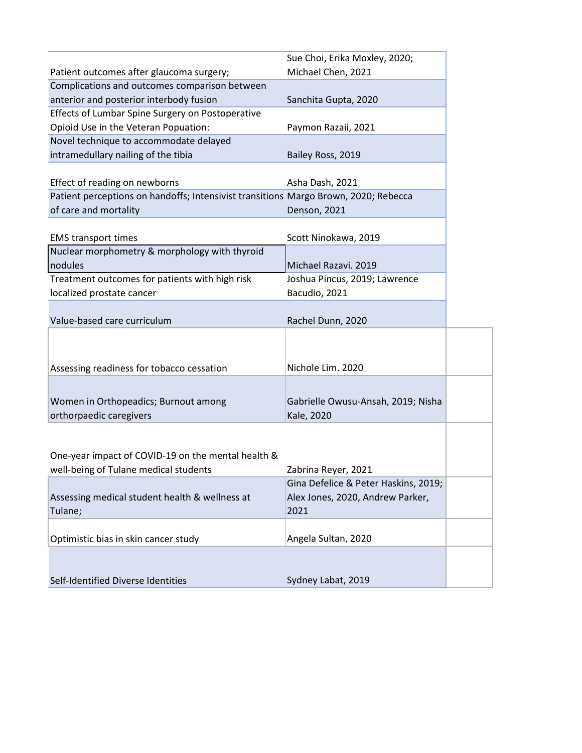| | |
|---|---|
| Patient outcomes after glaucoma surgery; | Sue Choi, Erika Moxley, 2020; Michael Chen, 2021 |
| Complications and outcomes comparison between anterior and posterior interbody fusion | Sanchita Gupta, 2020 |
| Effects of Lumbar Spine Surgery on Postoperative Opioid Use in the Veteran Popuation: | Paymon Razaii, 2021 |
| Novel technique to accommodate delayed intramedullary nailing of the tibia | Bailey Ross, 2019 |
| Effect of reading on newborns | Asha Dash, 2021 |
| Patient perceptions on handoffs; Intensivist transitions of care and mortality | Margo Brown, 2020; Rebecca Denson, 2021 |
| EMS transport times | Scott Ninokawa, 2019 |
| Nuclear morphometry & morphology with thyroid nodules | Michael Razavi. 2019 |
| Treatment outcomes for patients with high risk localized prostate cancer | Joshua Pincus, 2019; Lawrence Bacudio, 2021 |
| Value-based care curriculum | Rachel Dunn, 2020 |
| Assessing readiness for tobacco cessation | Nichole Lim. 2020 |
| Women in Orthopeadics; Burnout among orthorpaedic caregivers | Gabrielle Owusu-Ansah, 2019; Nisha Kale, 2020 |
| One-year impact of COVID-19 on the mental health & well-being of Tulane medical students | Zabrina Reyer, 2021 |
| Assessing medical student health & wellness at Tulane; | Gina Defelice & Peter Haskins, 2019; Alex Jones, 2020, Andrew Parker, 2021 |
| Optimistic bias in skin cancer study | Angela Sultan, 2020 |
| Self-Identified Diverse Identities | Sydney Labat, 2019 |